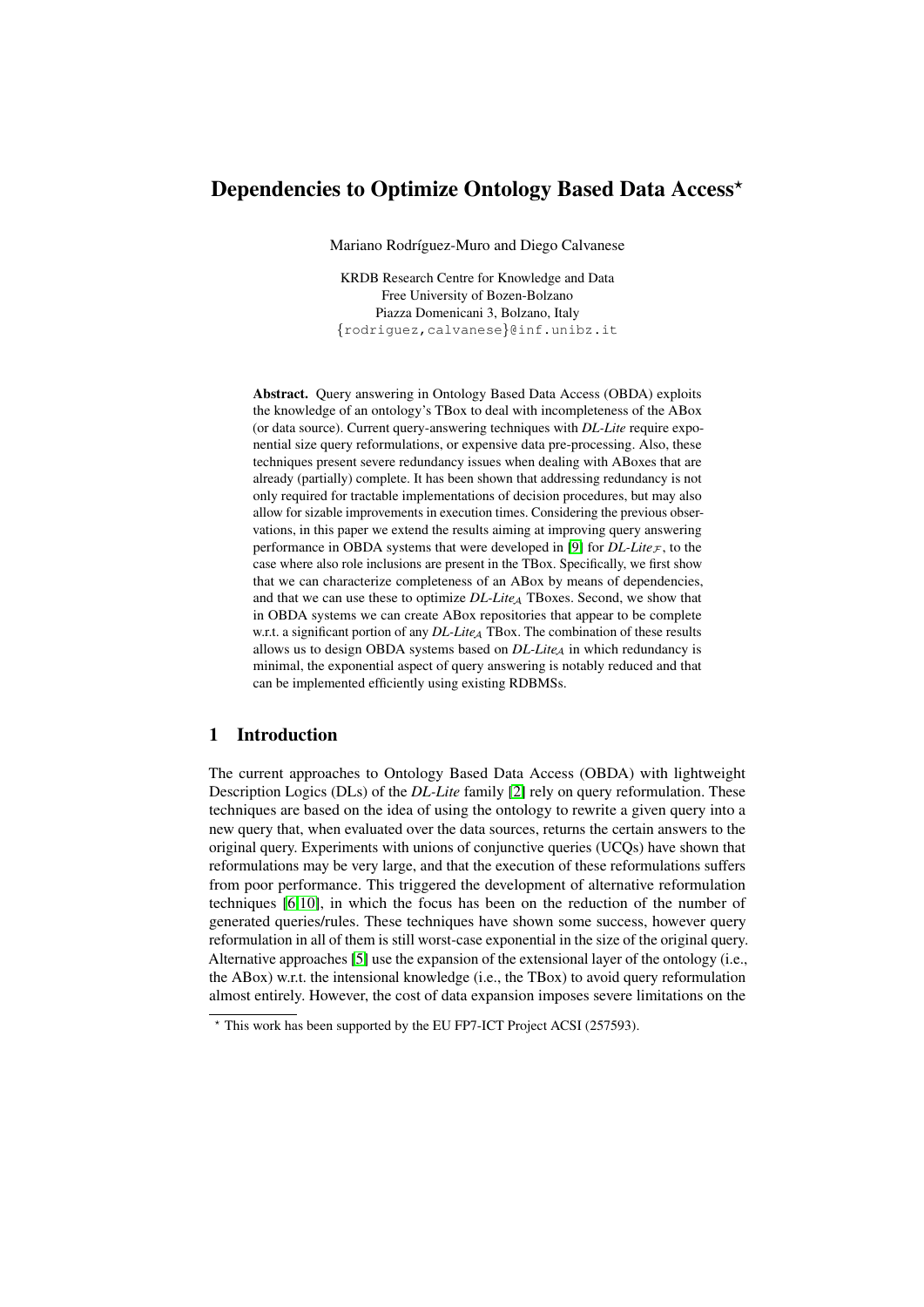# Dependencies to Optimize Ontology Based Data Access*

Mariano Rodríguez-Muro and Diego Calvanese

KRDB Research Centre for Knowledge and Data
Free University of Bozen-Bolzano
Piazza Domenicani 3, Bolzano, Italy
{rodriguez,calvanese}@inf.unibz.it

**Abstract.** Query answering in Ontology Based Data Access (OBDA) exploits the knowledge of an ontology's TBox to deal with incompleteness of the ABox (or data source). Current query-answering techniques with *DL-Lite* require exponential size query reformulations, or expensive data pre-processing. Also, these techniques present severe redundancy issues when dealing with ABoxes that are already (partially) complete. It has been shown that addressing redundancy is not only required for tractable implementations of decision procedures, but may also allow for sizable improvements in execution times. Considering the previous observations, in this paper we extend the results aiming at improving query answering performance in OBDA systems that were developed in [9] for $DL\text{-}Lite_{\mathcal{F}}$, to the case where also role inclusions are present in the TBox. Specifically, we first show that we can characterize completeness of an ABox by means of dependencies, and that we can use these to optimize $DL\text{-}Lite_{\mathcal{A}}$ TBoxes. Second, we show that in OBDA systems we can create ABox repositories that appear to be complete w.r.t. a significant portion of any $DL\text{-}Lite_{\mathcal{A}}$ TBox. The combination of these results allows us to design OBDA systems based on $DL\text{-}Lite_{\mathcal{A}}$ in which redundancy is minimal, the exponential aspect of query answering is notably reduced and that can be implemented efficiently using existing RDBMSs.

## 1 Introduction

The current approaches to Ontology Based Data Access (OBDA) with lightweight Description Logics (DLs) of the *DL-Lite* family [2] rely on query reformulation. These techniques are based on the idea of using the ontology to rewrite a given query into a new query that, when evaluated over the data sources, returns the certain answers to the original query. Experiments with unions of conjunctive queries (UCQs) have shown that reformulations may be very large, and that the execution of these reformulations suffers from poor performance. This triggered the development of alternative reformulation techniques [6,10], in which the focus has been on the reduction of the number of generated queries/rules. These techniques have shown some success, however query reformulation in all of them is still worst-case exponential in the size of the original query. Alternative approaches [5] use the expansion of the extensional layer of the ontology (i.e., the ABox) w.r.t. the intensional knowledge (i.e., the TBox) to avoid query reformulation almost entirely. However, the cost of data expansion imposes severe limitations on the

* This work has been supported by the EU FP7-ICT Project ACSI (257593).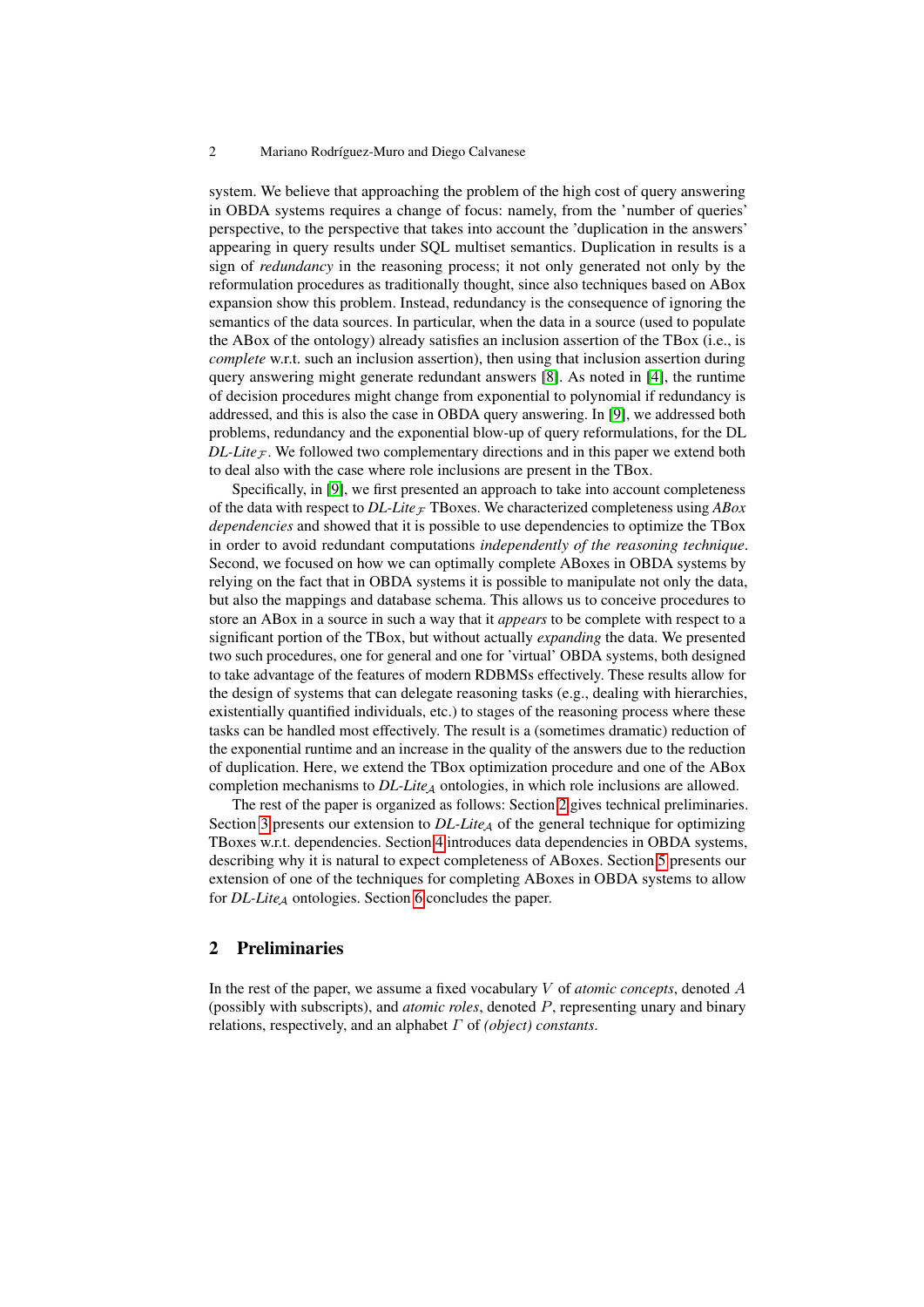system. We believe that approaching the problem of the high cost of query answering in OBDA systems requires a change of focus: namely, from the 'number of queries' perspective, to the perspective that takes into account the 'duplication in the answers' appearing in query results under SQL multiset semantics. Duplication in results is a sign of *redundancy* in the reasoning process; it not only generated not only by the reformulation procedures as traditionally thought, since also techniques based on ABox expansion show this problem. Instead, redundancy is the consequence of ignoring the semantics of the data sources. In particular, when the data in a source (used to populate the ABox of the ontology) already satisfies an inclusion assertion of the TBox (i.e., is *complete* w.r.t. such an inclusion assertion), then using that inclusion assertion during query answering might generate redundant answers [8]. As noted in [4], the runtime of decision procedures might change from exponential to polynomial if redundancy is addressed, and this is also the case in OBDA query answering. In [9], we addressed both problems, redundancy and the exponential blow-up of query reformulations, for the DL *DL-Lite*$_{\mathcal{F}}$. We followed two complementary directions and in this paper we extend both to deal also with the case where role inclusions are present in the TBox.

Specifically, in [9], we first presented an approach to take into account completeness of the data with respect to *DL-Lite*$_{\mathcal{F}}$ TBoxes. We characterized completeness using *ABox dependencies* and showed that it is possible to use dependencies to optimize the TBox in order to avoid redundant computations *independently of the reasoning technique*. Second, we focused on how we can optimally complete ABoxes in OBDA systems by relying on the fact that in OBDA systems it is possible to manipulate not only the data, but also the mappings and database schema. This allows us to conceive procedures to store an ABox in a source in such a way that it *appears* to be complete with respect to a significant portion of the TBox, but without actually *expanding* the data. We presented two such procedures, one for general and one for 'virtual' OBDA systems, both designed to take advantage of the features of modern RDBMSs effectively. These results allow for the design of systems that can delegate reasoning tasks (e.g., dealing with hierarchies, existentially quantified individuals, etc.) to stages of the reasoning process where these tasks can be handled most effectively. The result is a (sometimes dramatic) reduction of the exponential runtime and an increase in the quality of the answers due to the reduction of duplication. Here, we extend the TBox optimization procedure and one of the ABox completion mechanisms to *DL-Lite*$_{\mathcal{A}}$ ontologies, in which role inclusions are allowed.

The rest of the paper is organized as follows: Section 2 gives technical preliminaries. Section 3 presents our extension to *DL-Lite*$_{\mathcal{A}}$ of the general technique for optimizing TBoxes w.r.t. dependencies. Section 4 introduces data dependencies in OBDA systems, describing why it is natural to expect completeness of ABoxes. Section 5 presents our extension of one of the techniques for completing ABoxes in OBDA systems to allow for *DL-Lite*$_{\mathcal{A}}$ ontologies. Section 6 concludes the paper.

## 2 Preliminaries

In the rest of the paper, we assume a fixed vocabulary $V$ of *atomic concepts*, denoted $A$ (possibly with subscripts), and *atomic roles*, denoted $P$, representing unary and binary relations, respectively, and an alphabet $\Gamma$ of *(object) constants*.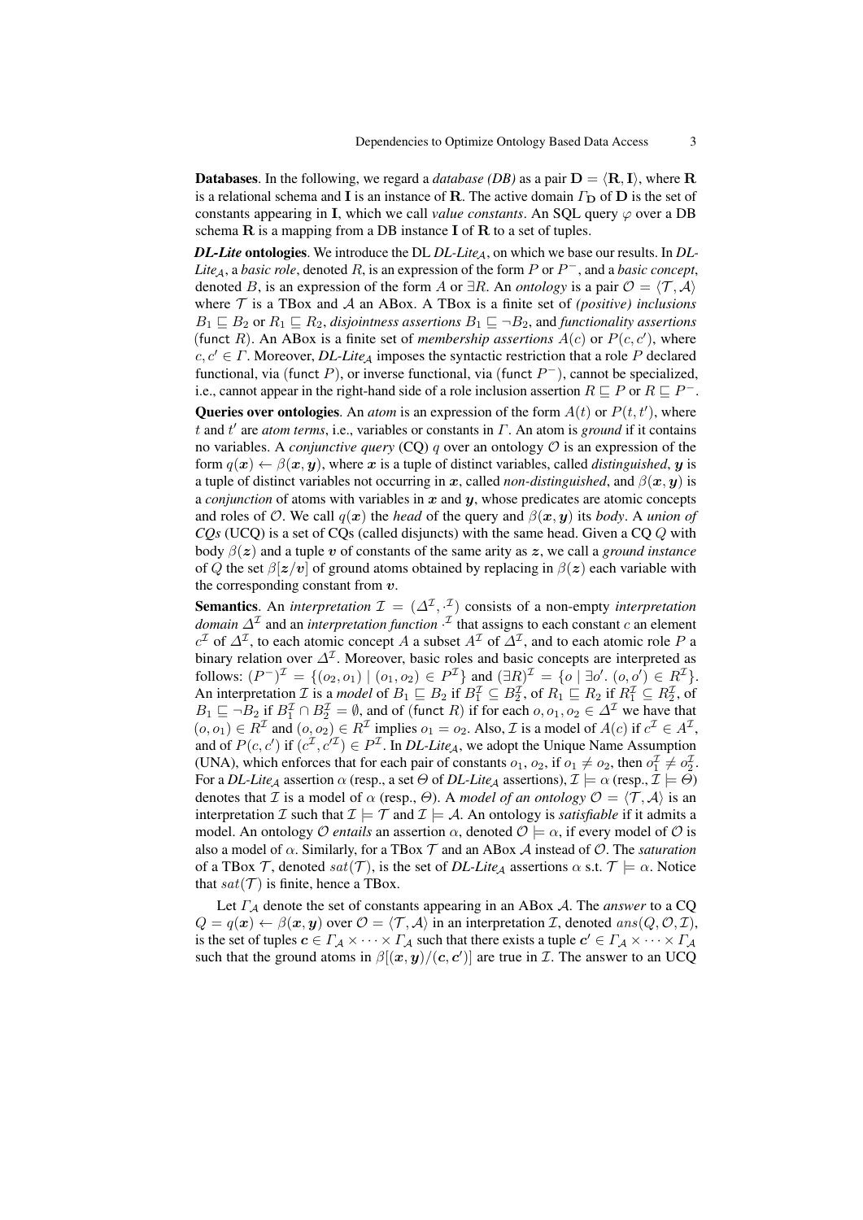**Databases**. In the following, we regard a *database (DB)* as a pair $\mathbf{D} = \langle \mathbf{R}, \mathbf{I} \rangle$, where $\mathbf{R}$ is a relational schema and $\mathbf{I}$ is an instance of $\mathbf{R}$. The active domain $\Gamma_{\mathbf{D}}$ of $\mathbf{D}$ is the set of constants appearing in $\mathbf{I}$, which we call *value constants*. An SQL query $\varphi$ over a DB schema $\mathbf{R}$ is a mapping from a DB instance $\mathbf{I}$ of $\mathbf{R}$ to a set of tuples.

***DL-Lite* ontologies**. We introduce the DL *DL-Lite*$_{\mathcal{A}}$, on which we base our results. In *DL-Lite*$_{\mathcal{A}}$, a *basic role*, denoted $R$, is an expression of the form $P$ or $P^-$, and a *basic concept*, denoted $B$, is an expression of the form $A$ or $\exists R$. An *ontology* is a pair $\mathcal{O} = \langle \mathcal{T}, \mathcal{A} \rangle$ where $\mathcal{T}$ is a TBox and $\mathcal{A}$ an ABox. A TBox is a finite set of *(positive) inclusions* $B_1 \sqsubseteq B_2$ or $R_1 \sqsubseteq R_2$, *disjointness assertions* $B_1 \sqsubseteq \neg B_2$, and *functionality assertions* $(\mathsf{funct}\ R)$. An ABox is a finite set of *membership assertions* $A(c)$ or $P(c, c')$, where $c, c' \in \Gamma$. Moreover, *DL-Lite*$_{\mathcal{A}}$ imposes the syntactic restriction that a role $P$ declared functional, via $(\mathsf{funct}\ P)$, or inverse functional, via $(\mathsf{funct}\ P^-)$, cannot be specialized, i.e., cannot appear in the right-hand side of a role inclusion assertion $R \sqsubseteq P$ or $R \sqsubseteq P^-$.

**Queries over ontologies**. An *atom* is an expression of the form $A(t)$ or $P(t, t')$, where $t$ and $t'$ are *atom terms*, i.e., variables or constants in $\Gamma$. An atom is *ground* if it contains no variables. A *conjunctive query* (CQ) $q$ over an ontology $\mathcal{O}$ is an expression of the form $q(\boldsymbol{x}) \leftarrow \beta(\boldsymbol{x}, \boldsymbol{y})$, where $\boldsymbol{x}$ is a tuple of distinct variables, called *distinguished*, $\boldsymbol{y}$ is a tuple of distinct variables not occurring in $\boldsymbol{x}$, called *non-distinguished*, and $\beta(\boldsymbol{x}, \boldsymbol{y})$ is a *conjunction* of atoms with variables in $\boldsymbol{x}$ and $\boldsymbol{y}$, whose predicates are atomic concepts and roles of $\mathcal{O}$. We call $q(\boldsymbol{x})$ the *head* of the query and $\beta(\boldsymbol{x}, \boldsymbol{y})$ its *body*. A *union of CQs* (UCQ) is a set of CQs (called disjuncts) with the same head. Given a CQ $Q$ with body $\beta(\boldsymbol{z})$ and a tuple $\boldsymbol{v}$ of constants of the same arity as $\boldsymbol{z}$, we call a *ground instance* of $Q$ the set $\beta[\boldsymbol{z}/\boldsymbol{v}]$ of ground atoms obtained by replacing in $\beta(\boldsymbol{z})$ each variable with the corresponding constant from $\boldsymbol{v}$.

**Semantics**. An *interpretation* $\mathcal{I} = (\Delta^{\mathcal{I}}, \cdot^{\mathcal{I}})$ consists of a non-empty *interpretation domain* $\Delta^{\mathcal{I}}$ and an *interpretation function* $\cdot^{\mathcal{I}}$ that assigns to each constant $c$ an element $c^{\mathcal{I}}$ of $\Delta^{\mathcal{I}}$, to each atomic concept $A$ a subset $A^{\mathcal{I}}$ of $\Delta^{\mathcal{I}}$, and to each atomic role $P$ a binary relation over $\Delta^{\mathcal{I}}$. Moreover, basic roles and basic concepts are interpreted as follows: $(P^-)^{\mathcal{I}} = \{(o_2, o_1) \mid (o_1, o_2) \in P^{\mathcal{I}}\}$ and $(\exists R)^{\mathcal{I}} = \{o \mid \exists o'.\ (o, o') \in R^{\mathcal{I}}\}$. An interpretation $\mathcal{I}$ is a *model* of $B_1 \sqsubseteq B_2$ if $B_1^{\mathcal{I}} \subseteq B_2^{\mathcal{I}}$, of $R_1 \sqsubseteq R_2$ if $R_1^{\mathcal{I}} \subseteq R_2^{\mathcal{I}}$, of $B_1 \sqsubseteq \neg B_2$ if $B_1^{\mathcal{I}} \cap B_2^{\mathcal{I}} = \emptyset$, and of $(\mathsf{funct}\ R)$ if for each $o, o_1, o_2 \in \Delta^{\mathcal{I}}$ we have that $(o, o_1) \in R^{\mathcal{I}}$ and $(o, o_2) \in R^{\mathcal{I}}$ implies $o_1 = o_2$. Also, $\mathcal{I}$ is a model of $A(c)$ if $c^{\mathcal{I}} \in A^{\mathcal{I}}$, and of $P(c, c')$ if $(c^{\mathcal{I}}, c'^{\mathcal{I}}) \in P^{\mathcal{I}}$. In *DL-Lite*$_{\mathcal{A}}$, we adopt the Unique Name Assumption (UNA), which enforces that for each pair of constants $o_1$, $o_2$, if $o_1 \neq o_2$, then $o_1^{\mathcal{I}} \neq o_2^{\mathcal{I}}$. For a *DL-Lite*$_{\mathcal{A}}$ assertion $\alpha$ (resp., a set $\Theta$ of *DL-Lite*$_{\mathcal{A}}$ assertions), $\mathcal{I} \models \alpha$ (resp., $\mathcal{I} \models \Theta$) denotes that $\mathcal{I}$ is a model of $\alpha$ (resp., $\Theta$). A *model of an ontology* $\mathcal{O} = \langle \mathcal{T}, \mathcal{A} \rangle$ is an interpretation $\mathcal{I}$ such that $\mathcal{I} \models \mathcal{T}$ and $\mathcal{I} \models \mathcal{A}$. An ontology is *satisfiable* if it admits a model. An ontology $\mathcal{O}$ *entails* an assertion $\alpha$, denoted $\mathcal{O} \models \alpha$, if every model of $\mathcal{O}$ is also a model of $\alpha$. Similarly, for a TBox $\mathcal{T}$ and an ABox $\mathcal{A}$ instead of $\mathcal{O}$. The *saturation* of a TBox $\mathcal{T}$, denoted $sat(\mathcal{T})$, is the set of *DL-Lite*$_{\mathcal{A}}$ assertions $\alpha$ s.t. $\mathcal{T} \models \alpha$. Notice that $sat(\mathcal{T})$ is finite, hence a TBox.

Let $\Gamma_{\mathcal{A}}$ denote the set of constants appearing in an ABox $\mathcal{A}$. The *answer* to a CQ $Q = q(\boldsymbol{x}) \leftarrow \beta(\boldsymbol{x}, \boldsymbol{y})$ over $\mathcal{O} = \langle \mathcal{T}, \mathcal{A} \rangle$ in an interpretation $\mathcal{I}$, denoted $ans(Q, \mathcal{O}, \mathcal{I})$, is the set of tuples $\boldsymbol{c} \in \Gamma_{\mathcal{A}} \times \cdots \times \Gamma_{\mathcal{A}}$ such that there exists a tuple $\boldsymbol{c}' \in \Gamma_{\mathcal{A}} \times \cdots \times \Gamma_{\mathcal{A}}$ such that the ground atoms in $\beta[(\boldsymbol{x}, \boldsymbol{y})/(\boldsymbol{c}, \boldsymbol{c}')]$ are true in $\mathcal{I}$. The answer to an UCQ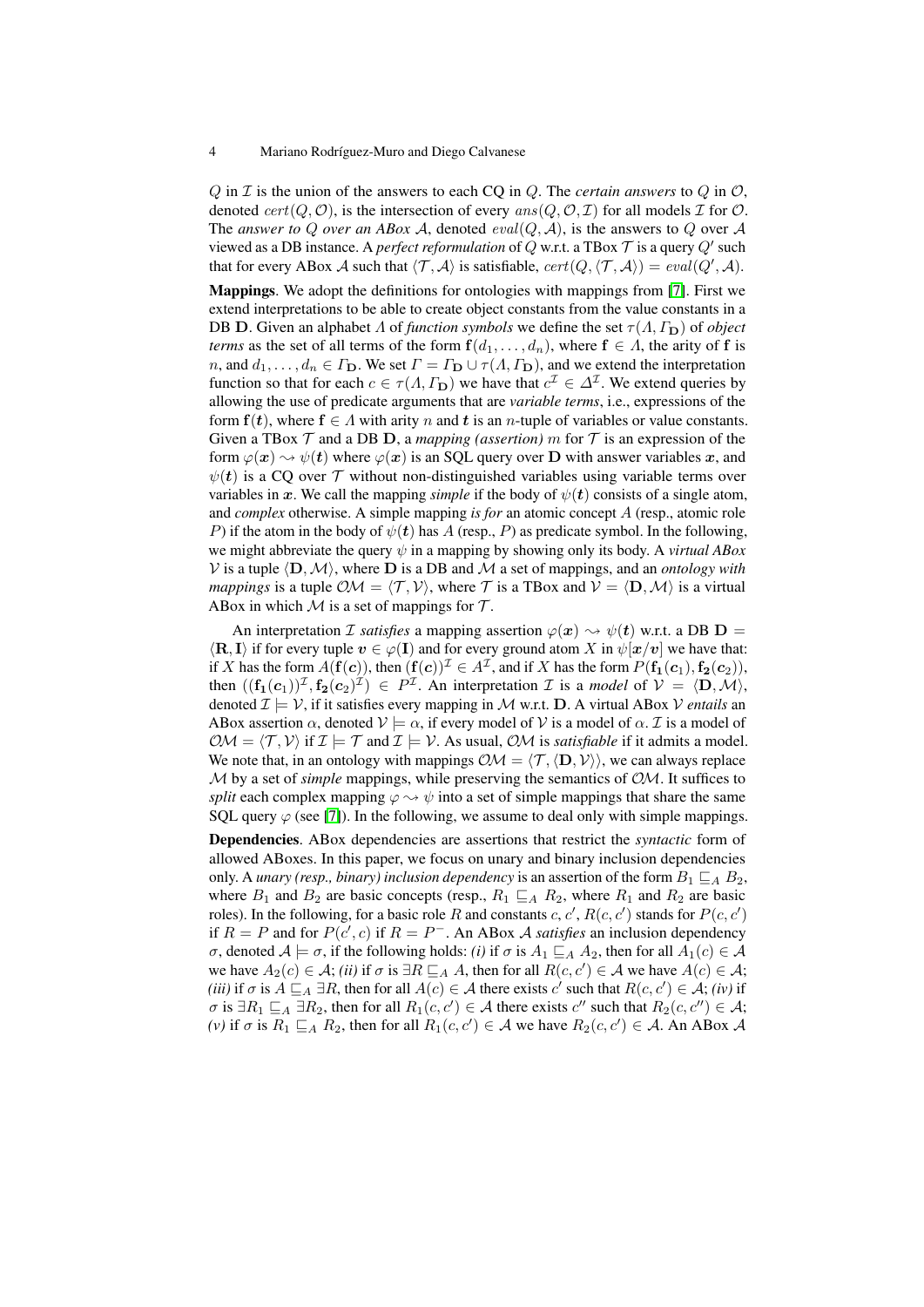$Q$ in $\mathcal{I}$ is the union of the answers to each CQ in $Q$. The *certain answers* to $Q$ in $\mathcal{O}$, denoted $cert(Q, \mathcal{O})$, is the intersection of every $ans(Q, \mathcal{O}, \mathcal{I})$ for all models $\mathcal{I}$ for $\mathcal{O}$. The *answer to* $Q$ *over an ABox* $\mathcal{A}$, denoted $eval(Q, \mathcal{A})$, is the answers to $Q$ over $\mathcal{A}$ viewed as a DB instance. A *perfect reformulation* of $Q$ w.r.t. a TBox $\mathcal{T}$ is a query $Q'$ such that for every ABox $\mathcal{A}$ such that $\langle \mathcal{T}, \mathcal{A} \rangle$ is satisfiable, $cert(Q, \langle \mathcal{T}, \mathcal{A} \rangle) = eval(Q', \mathcal{A})$.

**Mappings**. We adopt the definitions for ontologies with mappings from [7]. First we extend interpretations to be able to create object constants from the value constants in a DB $\mathbf{D}$. Given an alphabet $\Lambda$ of *function symbols* we define the set $\tau(\Lambda, \Gamma_{\mathbf{D}})$ of *object terms* as the set of all terms of the form $\mathbf{f}(d_1, \ldots, d_n)$, where $\mathbf{f} \in \Lambda$, the arity of $\mathbf{f}$ is $n$, and $d_1, \ldots, d_n \in \Gamma_{\mathbf{D}}$. We set $\Gamma = \Gamma_{\mathbf{D}} \cup \tau(\Lambda, \Gamma_{\mathbf{D}})$, and we extend the interpretation function so that for each $c \in \tau(\Lambda, \Gamma_{\mathbf{D}})$ we have that $c^{\mathcal{I}} \in \Delta^{\mathcal{I}}$. We extend queries by allowing the use of predicate arguments that are *variable terms*, i.e., expressions of the form $\mathbf{f}(\boldsymbol{t})$, where $\mathbf{f} \in \Lambda$ with arity $n$ and $\boldsymbol{t}$ is an $n$-tuple of variables or value constants. Given a TBox $\mathcal{T}$ and a DB $\mathbf{D}$, a *mapping (assertion)* $m$ for $\mathcal{T}$ is an expression of the form $\varphi(\boldsymbol{x}) \rightsquigarrow \psi(\boldsymbol{t})$ where $\varphi(\boldsymbol{x})$ is an SQL query over $\mathbf{D}$ with answer variables $\boldsymbol{x}$, and $\psi(\boldsymbol{t})$ is a CQ over $\mathcal{T}$ without non-distinguished variables using variable terms over variables in $\boldsymbol{x}$. We call the mapping *simple* if the body of $\psi(\boldsymbol{t})$ consists of a single atom, and *complex* otherwise. A simple mapping *is for* an atomic concept $A$ (resp., atomic role $P$) if the atom in the body of $\psi(\boldsymbol{t})$ has $A$ (resp., $P$) as predicate symbol. In the following, we might abbreviate the query $\psi$ in a mapping by showing only its body. A *virtual ABox* $\mathcal{V}$ is a tuple $\langle \mathbf{D}, \mathcal{M} \rangle$, where $\mathbf{D}$ is a DB and $\mathcal{M}$ a set of mappings, and an *ontology with mappings* is a tuple $\mathcal{OM} = \langle \mathcal{T}, \mathcal{V} \rangle$, where $\mathcal{T}$ is a TBox and $\mathcal{V} = \langle \mathbf{D}, \mathcal{M} \rangle$ is a virtual ABox in which $\mathcal{M}$ is a set of mappings for $\mathcal{T}$.

An interpretation $\mathcal{I}$ *satisfies* a mapping assertion $\varphi(\boldsymbol{x}) \rightsquigarrow \psi(\boldsymbol{t})$ w.r.t. a DB $\mathbf{D} = \langle \mathbf{R}, \mathbf{I} \rangle$ if for every tuple $\boldsymbol{v} \in \varphi(\mathbf{I})$ and for every ground atom $X$ in $\psi[\boldsymbol{x}/\boldsymbol{v}]$ we have that: if $X$ has the form $A(\mathbf{f}(\boldsymbol{c}))$, then $(\mathbf{f}(\boldsymbol{c}))^{\mathcal{I}} \in A^{\mathcal{I}}$, and if $X$ has the form $P(\mathbf{f_1}(\boldsymbol{c}_1), \mathbf{f_2}(\boldsymbol{c}_2))$, then $((\mathbf{f_1}(\boldsymbol{c}_1))^{\mathcal{I}}, \mathbf{f_2}(\boldsymbol{c}_2)^{\mathcal{I}}) \in P^{\mathcal{I}}$. An interpretation $\mathcal{I}$ is a *model* of $\mathcal{V} = \langle \mathbf{D}, \mathcal{M} \rangle$, denoted $\mathcal{I} \models \mathcal{V}$, if it satisfies every mapping in $\mathcal{M}$ w.r.t. $\mathbf{D}$. A virtual ABox $\mathcal{V}$ *entails* an ABox assertion $\alpha$, denoted $\mathcal{V} \models \alpha$, if every model of $\mathcal{V}$ is a model of $\alpha$. $\mathcal{I}$ is a model of $\mathcal{OM} = \langle \mathcal{T}, \mathcal{V} \rangle$ if $\mathcal{I} \models \mathcal{T}$ and $\mathcal{I} \models \mathcal{V}$. As usual, $\mathcal{OM}$ is *satisfiable* if it admits a model. We note that, in an ontology with mappings $\mathcal{OM} = \langle \mathcal{T}, \langle \mathbf{D}, \mathcal{V} \rangle \rangle$, we can always replace $\mathcal{M}$ by a set of *simple* mappings, while preserving the semantics of $\mathcal{OM}$. It suffices to *split* each complex mapping $\varphi \rightsquigarrow \psi$ into a set of simple mappings that share the same SQL query $\varphi$ (see [7]). In the following, we assume to deal only with simple mappings.

**Dependencies**. ABox dependencies are assertions that restrict the *syntactic* form of allowed ABoxes. In this paper, we focus on unary and binary inclusion dependencies only. A *unary (resp., binary) inclusion dependency* is an assertion of the form $B_1 \sqsubseteq_A B_2$, where $B_1$ and $B_2$ are basic concepts (resp., $R_1 \sqsubseteq_A R_2$, where $R_1$ and $R_2$ are basic roles). In the following, for a basic role $R$ and constants $c$, $c'$, $R(c, c')$ stands for $P(c, c')$ if $R = P$ and for $P(c', c)$ if $R = P^-$. An ABox $\mathcal{A}$ *satisfies* an inclusion dependency $\sigma$, denoted $\mathcal{A} \models \sigma$, if the following holds: *(i)* if $\sigma$ is $A_1 \sqsubseteq_A A_2$, then for all $A_1(c) \in \mathcal{A}$ we have $A_2(c) \in \mathcal{A}$; *(ii)* if $\sigma$ is $\exists R \sqsubseteq_A A$, then for all $R(c, c') \in \mathcal{A}$ we have $A(c) \in \mathcal{A}$; *(iii)* if $\sigma$ is $A \sqsubseteq_A \exists R$, then for all $A(c) \in \mathcal{A}$ there exists $c'$ such that $R(c, c') \in \mathcal{A}$; *(iv)* if $\sigma$ is $\exists R_1 \sqsubseteq_A \exists R_2$, then for all $R_1(c, c') \in \mathcal{A}$ there exists $c''$ such that $R_2(c, c'') \in \mathcal{A}$; *(v)* if $\sigma$ is $R_1 \sqsubseteq_A R_2$, then for all $R_1(c, c') \in \mathcal{A}$ we have $R_2(c, c') \in \mathcal{A}$. An ABox $\mathcal{A}$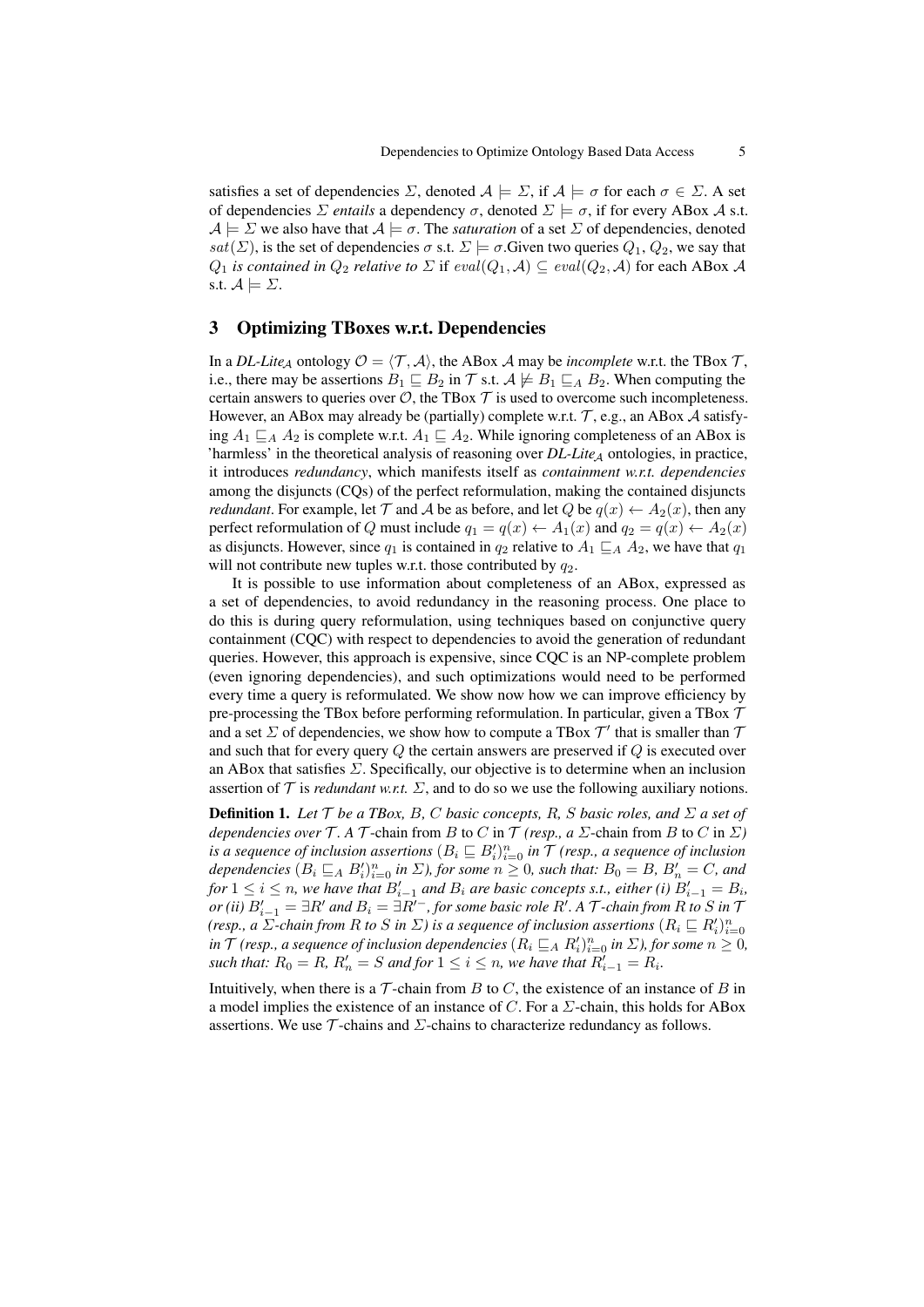satisfies a set of dependencies $\Sigma$, denoted $\mathcal{A} \models \Sigma$, if $\mathcal{A} \models \sigma$ for each $\sigma \in \Sigma$. A set of dependencies $\Sigma$ *entails* a dependency $\sigma$, denoted $\Sigma \models \sigma$, if for every ABox $\mathcal{A}$ s.t. $\mathcal{A} \models \Sigma$ we also have that $\mathcal{A} \models \sigma$. The *saturation* of a set $\Sigma$ of dependencies, denoted $sat(\Sigma)$, is the set of dependencies $\sigma$ s.t. $\Sigma \models \sigma$.Given two queries $Q_1$, $Q_2$, we say that $Q_1$ *is contained in* $Q_2$ *relative to* $\Sigma$ if $eval(Q_1, \mathcal{A}) \subseteq eval(Q_2, \mathcal{A})$ for each ABox $\mathcal{A}$ s.t. $\mathcal{A} \models \Sigma$.

## 3 Optimizing TBoxes w.r.t. Dependencies

In a *DL-Lite$_\mathcal{A}$* ontology $\mathcal{O} = \langle \mathcal{T}, \mathcal{A} \rangle$, the ABox $\mathcal{A}$ may be *incomplete* w.r.t. the TBox $\mathcal{T}$, i.e., there may be assertions $B_1 \sqsubseteq B_2$ in $\mathcal{T}$ s.t. $\mathcal{A} \not\models B_1 \sqsubseteq_A B_2$. When computing the certain answers to queries over $\mathcal{O}$, the TBox $\mathcal{T}$ is used to overcome such incompleteness. However, an ABox may already be (partially) complete w.r.t. $\mathcal{T}$, e.g., an ABox $\mathcal{A}$ satisfying $A_1 \sqsubseteq_A A_2$ is complete w.r.t. $A_1 \sqsubseteq A_2$. While ignoring completeness of an ABox is 'harmless' in the theoretical analysis of reasoning over *DL-Lite$_\mathcal{A}$* ontologies, in practice, it introduces *redundancy*, which manifests itself as *containment w.r.t. dependencies* among the disjuncts (CQs) of the perfect reformulation, making the contained disjuncts *redundant*. For example, let $\mathcal{T}$ and $\mathcal{A}$ be as before, and let $Q$ be $q(x) \leftarrow A_2(x)$, then any perfect reformulation of $Q$ must include $q_1 = q(x) \leftarrow A_1(x)$ and $q_2 = q(x) \leftarrow A_2(x)$ as disjuncts. However, since $q_1$ is contained in $q_2$ relative to $A_1 \sqsubseteq_A A_2$, we have that $q_1$ will not contribute new tuples w.r.t. those contributed by $q_2$.

It is possible to use information about completeness of an ABox, expressed as a set of dependencies, to avoid redundancy in the reasoning process. One place to do this is during query reformulation, using techniques based on conjunctive query containment (CQC) with respect to dependencies to avoid the generation of redundant queries. However, this approach is expensive, since CQC is an NP-complete problem (even ignoring dependencies), and such optimizations would need to be performed every time a query is reformulated. We show now how we can improve efficiency by pre-processing the TBox before performing reformulation. In particular, given a TBox $\mathcal{T}$ and a set $\Sigma$ of dependencies, we show how to compute a TBox $\mathcal{T}'$ that is smaller than $\mathcal{T}$ and such that for every query $Q$ the certain answers are preserved if $Q$ is executed over an ABox that satisfies $\Sigma$. Specifically, our objective is to determine when an inclusion assertion of $\mathcal{T}$ is *redundant w.r.t.* $\Sigma$, and to do so we use the following auxiliary notions.

**Definition 1.** *Let $\mathcal{T}$ be a TBox, $B$, $C$ basic concepts, $R$, $S$ basic roles, and $\Sigma$ a set of dependencies over $\mathcal{T}$. A* $\mathcal{T}$-chain from $B$ to $C$ in $\mathcal{T}$ *(resp., a* $\Sigma$-chain from $B$ to $C$ in $\Sigma$*) is a sequence of inclusion assertions $(B_i \sqsubseteq B_i')_{i=0}^n$ in $\mathcal{T}$ (resp., a sequence of inclusion dependencies $(B_i \sqsubseteq_A B_i')_{i=0}^n$ in $\Sigma$), for some $n \geq 0$, such that: $B_0 = B$, $B_n' = C$, and for $1 \leq i \leq n$, we have that $B_{i-1}'$ and $B_i$ are basic concepts s.t., either (i) $B_{i-1}' = B_i$, or (ii) $B_{i-1}' = \exists R'$ and $B_i = \exists R'^-$, for some basic role $R'$. A* $\mathcal{T}$-chain from $R$ to $S$ in $\mathcal{T}$ *(resp., a* $\Sigma$-chain from $R$ to $S$ in $\Sigma$*) is a sequence of inclusion assertions $(R_i \sqsubseteq R_i')_{i=0}^n$ in $\mathcal{T}$ (resp., a sequence of inclusion dependencies $(R_i \sqsubseteq_A R_i')_{i=0}^n$ in $\Sigma$), for some $n \geq 0$, such that: $R_0 = R$, $R_n' = S$ and for $1 \leq i \leq n$, we have that $R_{i-1}' = R_i$.*

Intuitively, when there is a $\mathcal{T}$-chain from $B$ to $C$, the existence of an instance of $B$ in a model implies the existence of an instance of $C$. For a $\Sigma$-chain, this holds for ABox assertions. We use $\mathcal{T}$-chains and $\Sigma$-chains to characterize redundancy as follows.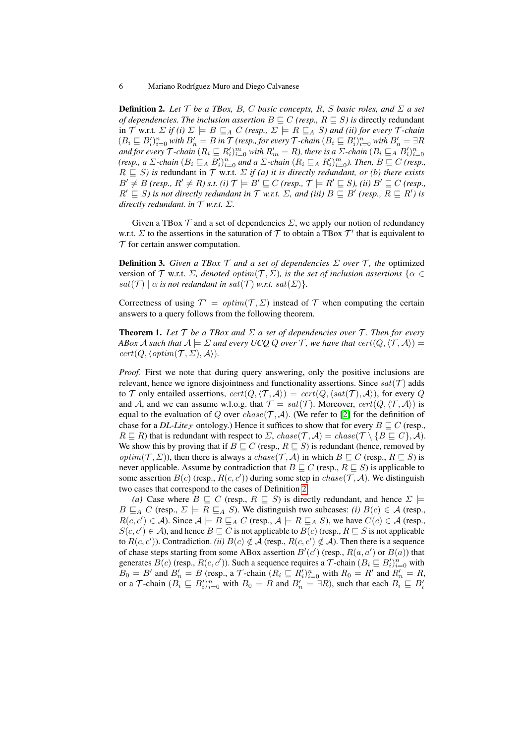**Definition 2.** *Let $\mathcal{T}$ be a TBox, $B$, $C$ basic concepts, $R$, $S$ basic roles, and $\Sigma$ a set of dependencies. The inclusion assertion $B \sqsubseteq C$ (resp., $R \sqsubseteq S$) is* directly redundant in $\mathcal{T}$ w.r.t. $\Sigma$ *if (i) $\Sigma \models B \sqsubseteq_A C$ (resp., $\Sigma \models R \sqsubseteq_A S$) and (ii) for every $\mathcal{T}$-chain $(B_i \sqsubseteq B_i')_{i=0}^n$ with $B_n' = B$ in $\mathcal{T}$ (resp., for every $\mathcal{T}$-chain $(B_i \sqsubseteq B_i')_{i=0}^n$ with $B_n' = \exists R$ and for every $\mathcal{T}$-chain $(R_i \sqsubseteq R_i')_{i=0}^m$ with $R_m' = R$), there is a $\Sigma$-chain $(B_i \sqsubseteq_A B_i')_{i=0}^n$ (resp., a $\Sigma$-chain $(B_i \sqsubseteq_A B_i')_{i=0}^n$ and a $\Sigma$-chain $(R_i \sqsubseteq_A R_i')_{i=0}^m$). Then, $B \sqsubseteq C$ (resp., $R \sqsubseteq S$) is* redundant *in $\mathcal{T}$* w.r.t. *$\Sigma$ if (a) it is directly redundant, or (b) there exists $B' \neq B$ (resp., $R' \neq R$) s.t. (i) $\mathcal{T} \models B' \sqsubseteq C$ (resp., $\mathcal{T} \models R' \sqsubseteq S$), (ii) $B' \sqsubseteq C$ (resp., $R' \sqsubseteq S$) is not directly redundant in $\mathcal{T}$ w.r.t. $\Sigma$, and (iii) $B \sqsubseteq B'$ (resp., $R \sqsubseteq R'$) is directly redundant. in $\mathcal{T}$ w.r.t. $\Sigma$.*

Given a TBox $\mathcal{T}$ and a set of dependencies $\Sigma$, we apply our notion of redundancy w.r.t. $\Sigma$ to the assertions in the saturation of $\mathcal{T}$ to obtain a TBox $\mathcal{T}'$ that is equivalent to $\mathcal{T}$ for certain answer computation.

**Definition 3.** *Given a TBox $\mathcal{T}$ and a set of dependencies $\Sigma$ over $\mathcal{T}$, the* optimized version *of $\mathcal{T}$ w.r.t. $\Sigma$, denoted $optim(\mathcal{T}, \Sigma)$, is the set of inclusion assertions $\{\alpha \in sat(\mathcal{T}) \mid \alpha$ is not redundant in $sat(\mathcal{T})$ w.r.t. $sat(\Sigma)\}$.*

Correctness of using $\mathcal{T}' = optim(\mathcal{T}, \Sigma)$ instead of $\mathcal{T}$ when computing the certain answers to a query follows from the following theorem.

**Theorem 1.** *Let $\mathcal{T}$ be a TBox and $\Sigma$ a set of dependencies over $\mathcal{T}$. Then for every ABox $\mathcal{A}$ such that $\mathcal{A} \models \Sigma$ and every UCQ $Q$ over $\mathcal{T}$, we have that $cert(Q, \langle \mathcal{T}, \mathcal{A} \rangle) = cert(Q, \langle optim(\mathcal{T}, \Sigma), \mathcal{A} \rangle)$.*

*Proof.* First we note that during query answering, only the positive inclusions are relevant, hence we ignore disjointness and functionality assertions. Since $sat(\mathcal{T})$ adds to $\mathcal{T}$ only entailed assertions, $cert(Q, \langle \mathcal{T}, \mathcal{A} \rangle) = cert(Q, \langle sat(\mathcal{T}), \mathcal{A} \rangle)$, for every $Q$ and $\mathcal{A}$, and we can assume w.l.o.g. that $\mathcal{T} = sat(\mathcal{T})$. Moreover, $cert(Q, \langle \mathcal{T}, \mathcal{A} \rangle)$ is equal to the evaluation of $Q$ over $chase(\mathcal{T}, \mathcal{A})$. (We refer to [2] for the definition of chase for a *DL-Lite*$_\mathcal{F}$ ontology.) Hence it suffices to show that for every $B \sqsubseteq C$ (resp., $R \sqsubseteq R$) that is redundant with respect to $\Sigma$, $chase(\mathcal{T}, \mathcal{A}) = chase(\mathcal{T} \setminus \{B \sqsubseteq C\}, \mathcal{A})$. We show this by proving that if $B \sqsubseteq C$ (resp., $R \sqsubseteq S$) is redundant (hence, removed by $optim(\mathcal{T}, \Sigma)$), then there is always a $chase(\mathcal{T}, \mathcal{A})$ in which $B \sqsubseteq C$ (resp., $R \sqsubseteq S$) is never applicable. Assume by contradiction that $B \sqsubseteq C$ (resp., $R \sqsubseteq S$) is applicable to some assertion $B(c)$ (resp., $R(c, c')$) during some step in $chase(\mathcal{T}, \mathcal{A})$. We distinguish two cases that correspond to the cases of Definition 2.

*(a)* Case where $B \sqsubseteq C$ (resp., $R \sqsubseteq S$) is directly redundant, and hence $\Sigma \models B \sqsubseteq_A C$ (resp., $\Sigma \models R \sqsubseteq_A S$). We distinguish two subcases: *(i)* $B(c) \in \mathcal{A}$ (resp., $R(c, c') \in \mathcal{A}$). Since $\mathcal{A} \models B \sqsubseteq_A C$ (resp., $\mathcal{A} \models R \sqsubseteq_A S$), we have $C(c) \in \mathcal{A}$ (resp., $S(c, c') \in \mathcal{A}$), and hence $B \sqsubseteq C$ is not applicable to $B(c)$ (resp., $R \sqsubseteq S$ is not applicable to $R(c, c')$). Contradiction. *(ii)* $B(c) \notin \mathcal{A}$ (resp., $R(c, c') \notin \mathcal{A}$). Then there is a sequence of chase steps starting from some ABox assertion $B'(c')$ (resp., $R(a, a')$ or $B(a)$) that generates $B(c)$ (resp., $R(c, c')$). Such a sequence requires a $\mathcal{T}$-chain $(B_i \sqsubseteq B_i')_{i=0}^n$ with $B_0 = B'$ and $B_n' = B$ (resp., a $\mathcal{T}$-chain $(R_i \sqsubseteq R_i')_{i=0}^n$ with $R_0 = R'$ and $R_n' = R$, or a $\mathcal{T}$-chain $(B_i \sqsubseteq B_i')_{i=0}^n$ with $B_0 = B$ and $B_n' = \exists R$), such that each $B_i \sqsubseteq B_i'$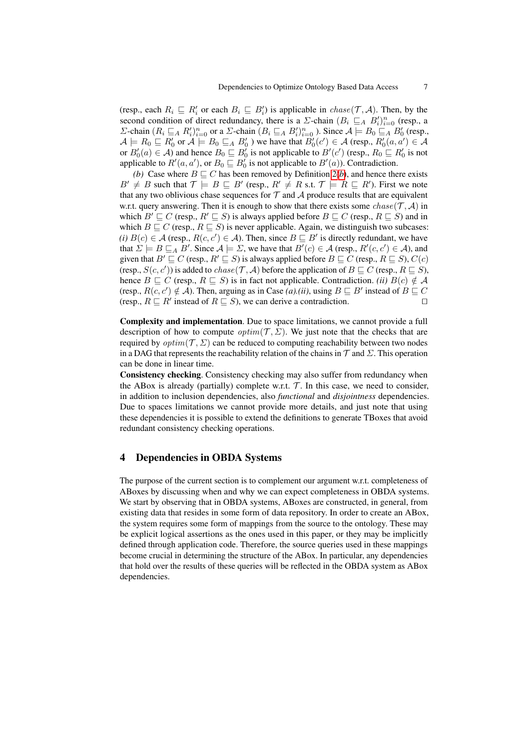(resp., each $R_i \sqsubseteq R'_i$ or each $B_i \sqsubseteq B'_i$) is applicable in $chase(\mathcal{T}, \mathcal{A})$. Then, by the second condition of direct redundancy, there is a $\Sigma$-chain $(B_i \sqsubseteq_A B'_i)_{i=0}^n$ (resp., a $\Sigma$-chain $(R_i \sqsubseteq_A R'_i)_{i=0}^n$ or a $\Sigma$-chain $(B_i \sqsubseteq_A B'_i)_{i=0}^n$ ). Since $\mathcal{A} \models B_0 \sqsubseteq_A B'_0$ (resp., $\mathcal{A} \models R_0 \sqsubseteq R'_0$ or $\mathcal{A} \models B_0 \sqsubseteq_A B'_0$ ) we have that $B'_0(c') \in \mathcal{A}$ (resp., $R'_0(a, a') \in \mathcal{A}$ or $B'_0(a) \in \mathcal{A}$) and hence $B_0 \sqsubseteq B'_0$ is not applicable to $B'(c')$ (resp., $R_0 \sqsubseteq R'_0$ is not applicable to $R'(a, a')$, or $B_0 \sqsubseteq B'_0$ is not applicable to $B'(a)$). Contradiction.

*(b)* Case where $B \sqsubseteq C$ has been removed by Definition 2(*b*), and hence there exists $B' \neq B$ such that $\mathcal{T} \models B \sqsubseteq B'$ (resp., $R' \neq R$ s.t. $\mathcal{T} \models R \sqsubseteq R'$). First we note that any two oblivious chase sequences for $\mathcal{T}$ and $\mathcal{A}$ produce results that are equivalent w.r.t. query answering. Then it is enough to show that there exists some $chase(\mathcal{T}, \mathcal{A})$ in which $B' \sqsubseteq C$ (resp., $R' \sqsubseteq S$) is always applied before $B \sqsubseteq C$ (resp., $R \sqsubseteq S$) and in which $B \sqsubseteq C$ (resp., $R \sqsubseteq S$) is never applicable. Again, we distinguish two subcases: *(i)* $B(c) \in \mathcal{A}$ (resp., $R(c, c') \in \mathcal{A}$). Then, since $B \sqsubseteq B'$ is directly redundant, we have that $\Sigma \models B \sqsubseteq_A B'$. Since $\mathcal{A} \models \Sigma$, we have that $B'(c) \in \mathcal{A}$ (resp., $R'(c, c') \in \mathcal{A}$), and given that $B' \sqsubseteq C$ (resp., $R' \sqsubseteq S$) is always applied before $B \sqsubseteq C$ (resp., $R \sqsubseteq S$), $C(c)$ (resp., $S(c, c')$) is added to $chase(\mathcal{T}, \mathcal{A})$ before the application of $B \sqsubseteq C$ (resp., $R \sqsubseteq S$), hence $B \sqsubseteq C$ (resp., $R \sqsubseteq S$) is in fact not applicable. Contradiction. *(ii)* $B(c) \notin \mathcal{A}$ (resp., $R(c, c') \notin \mathcal{A}$). Then, arguing as in Case *(a).(ii)*, using $B \sqsubseteq B'$ instead of $B \sqsubseteq C$ (resp., $R \sqsubseteq R'$ instead of $R \sqsubseteq S$), we can derive a contradiction. □

**Complexity and implementation**. Due to space limitations, we cannot provide a full description of how to compute $optim(\mathcal{T}, \Sigma)$. We just note that the checks that are required by $optim(\mathcal{T}, \Sigma)$ can be reduced to computing reachability between two nodes in a DAG that represents the reachability relation of the chains in $\mathcal{T}$ and $\Sigma$. This operation can be done in linear time.

**Consistency checking**. Consistency checking may also suffer from redundancy when the ABox is already (partially) complete w.r.t. $\mathcal{T}$. In this case, we need to consider, in addition to inclusion dependencies, also *functional* and *disjointness* dependencies. Due to spaces limitations we cannot provide more details, and just note that using these dependencies it is possible to extend the definitions to generate TBoxes that avoid redundant consistency checking operations.

## 4 Dependencies in OBDA Systems

The purpose of the current section is to complement our argument w.r.t. completeness of ABoxes by discussing when and why we can expect completeness in OBDA systems. We start by observing that in OBDA systems, ABoxes are constructed, in general, from existing data that resides in some form of data repository. In order to create an ABox, the system requires some form of mappings from the source to the ontology. These may be explicit logical assertions as the ones used in this paper, or they may be implicitly defined through application code. Therefore, the source queries used in these mappings become crucial in determining the structure of the ABox. In particular, any dependencies that hold over the results of these queries will be reflected in the OBDA system as ABox dependencies.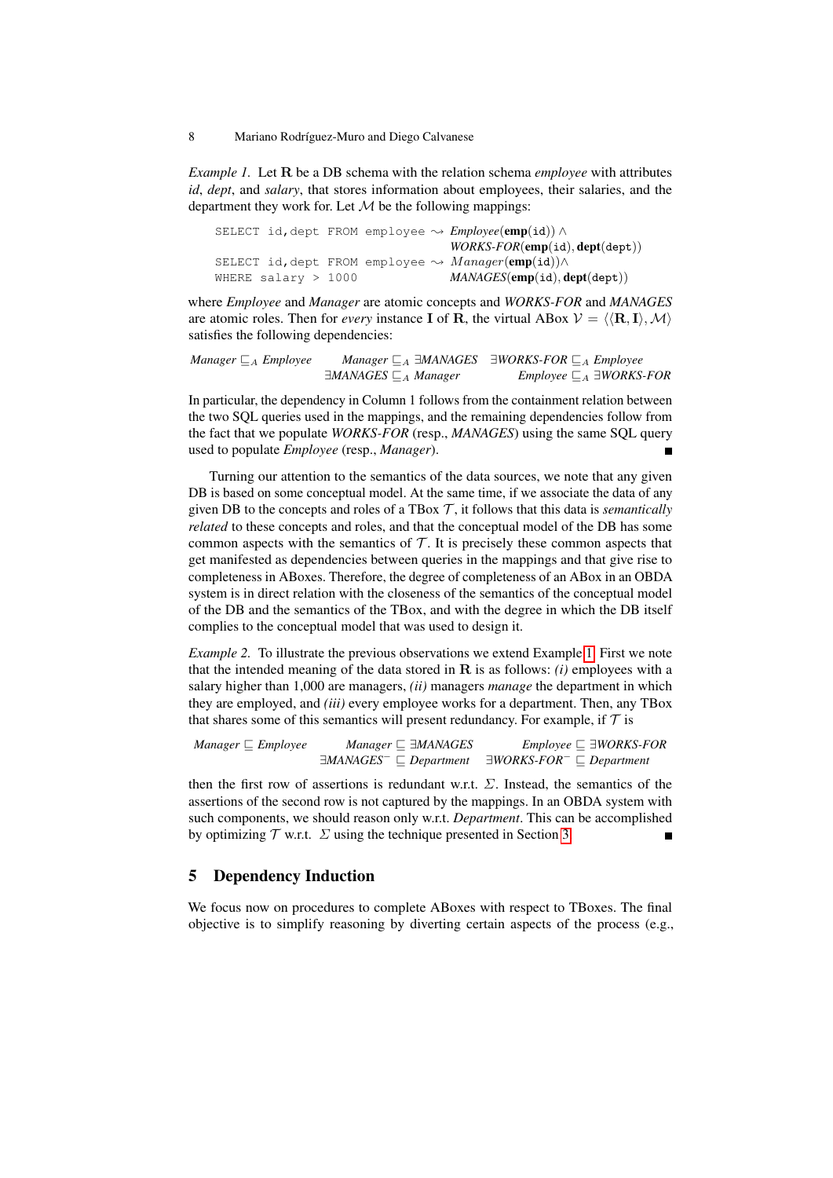*Example 1.* Let $\mathbf{R}$ be a DB schema with the relation schema *employee* with attributes *id*, *dept*, and *salary*, that stores information about employees, their salaries, and the department they work for. Let $\mathcal{M}$ be the following mappings:

$$\begin{array}{ll}
\texttt{SELECT id,dept FROM employee} \rightsquigarrow & \mathit{Employee}(\mathbf{emp}(\texttt{id})) \land \\
& \mathit{WORKS\text{-}FOR}(\mathbf{emp}(\texttt{id}), \mathbf{dept}(\texttt{dept})) \\
\texttt{SELECT id,dept FROM employee} \rightsquigarrow & \mathit{Manager}(\mathbf{emp}(\texttt{id})) \land \\
\texttt{WHERE salary > 1000} & \mathit{MANAGES}(\mathbf{emp}(\texttt{id}), \mathbf{dept}(\texttt{dept}))
\end{array}$$

where *Employee* and *Manager* are atomic concepts and *WORKS-FOR* and *MANAGES* are atomic roles. Then for *every* instance $\mathbf{I}$ of $\mathbf{R}$, the virtual ABox $\mathcal{V} = \langle\langle\mathbf{R}, \mathbf{I}\rangle, \mathcal{M}\rangle$ satisfies the following dependencies:

$$\begin{array}{llll}
\mathit{Manager} \sqsubseteq_A \mathit{Employee} & \mathit{Manager} \sqsubseteq_A \exists\mathit{MANAGES} & \exists\mathit{WORKS\text{-}FOR} \sqsubseteq_A \mathit{Employee} \\
& \exists\mathit{MANAGES} \sqsubseteq_A \mathit{Manager} & \mathit{Employee} \sqsubseteq_A \exists\mathit{WORKS\text{-}FOR}
\end{array}$$

In particular, the dependency in Column 1 follows from the containment relation between the two SQL queries used in the mappings, and the remaining dependencies follow from the fact that we populate *WORKS-FOR* (resp., *MANAGES*) using the same SQL query used to populate *Employee* (resp., *Manager*). ■

Turning our attention to the semantics of the data sources, we note that any given DB is based on some conceptual model. At the same time, if we associate the data of any given DB to the concepts and roles of a TBox $\mathcal{T}$, it follows that this data is *semantically related* to these concepts and roles, and that the conceptual model of the DB has some common aspects with the semantics of $\mathcal{T}$. It is precisely these common aspects that get manifested as dependencies between queries in the mappings and that give rise to completeness in ABoxes. Therefore, the degree of completeness of an ABox in an OBDA system is in direct relation with the closeness of the semantics of the conceptual model of the DB and the semantics of the TBox, and with the degree in which the DB itself complies to the conceptual model that was used to design it.

*Example 2.* To illustrate the previous observations we extend Example 1. First we note that the intended meaning of the data stored in $\mathbf{R}$ is as follows: *(i)* employees with a salary higher than 1,000 are managers, *(ii)* managers *manage* the department in which they are employed, and *(iii)* every employee works for a department. Then, any TBox that shares some of this semantics will present redundancy. For example, if $\mathcal{T}$ is

$$\begin{array}{lll}
\mathit{Manager} \sqsubseteq \mathit{Employee} & \mathit{Manager} \sqsubseteq \exists\mathit{MANAGES} & \mathit{Employee} \sqsubseteq \exists\mathit{WORKS\text{-}FOR} \\
& \exists\mathit{MANAGES}^- \sqsubseteq \mathit{Department} & \exists\mathit{WORKS\text{-}FOR}^- \sqsubseteq \mathit{Department}
\end{array}$$

then the first row of assertions is redundant w.r.t. $\Sigma$. Instead, the semantics of the assertions of the second row is not captured by the mappings. In an OBDA system with such components, we should reason only w.r.t. *Department*. This can be accomplished by optimizing $\mathcal{T}$ w.r.t. $\Sigma$ using the technique presented in Section 3. ■

## 5 Dependency Induction

We focus now on procedures to complete ABoxes with respect to TBoxes. The final objective is to simplify reasoning by diverting certain aspects of the process (e.g.,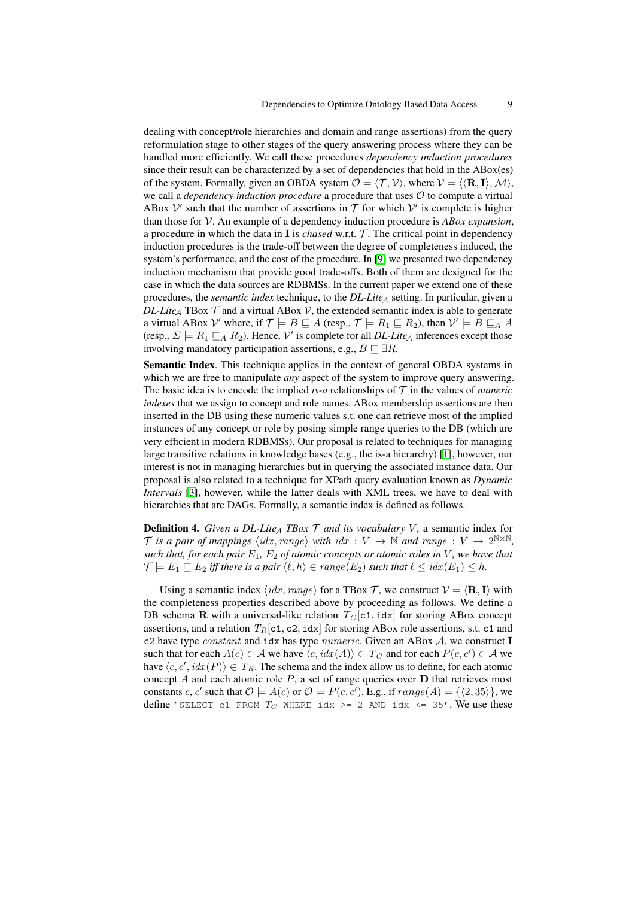dealing with concept/role hierarchies and domain and range assertions) from the query reformulation stage to other stages of the query answering process where they can be handled more efficiently. We call these procedures *dependency induction procedures* since their result can be characterized by a set of dependencies that hold in the ABox(es) of the system. Formally, given an OBDA system $\mathcal{O} = \langle \mathcal{T}, \mathcal{V} \rangle$, where $\mathcal{V} = \langle \langle \mathbf{R}, \mathbf{I} \rangle, \mathcal{M} \rangle$, we call a *dependency induction procedure* a procedure that uses $\mathcal{O}$ to compute a virtual ABox $\mathcal{V}'$ such that the number of assertions in $\mathcal{T}$ for which $\mathcal{V}'$ is complete is higher than those for $\mathcal{V}$. An example of a dependency induction procedure is *ABox expansion*, a procedure in which the data in $\mathbf{I}$ is *chased* w.r.t. $\mathcal{T}$. The critical point in dependency induction procedures is the trade-off between the degree of completeness induced, the system's performance, and the cost of the procedure. In [9] we presented two dependency induction mechanism that provide good trade-offs. Both of them are designed for the case in which the data sources are RDBMSs. In the current paper we extend one of these procedures, the *semantic index* technique, to the *DL-Lite*$_{\mathcal{A}}$ setting. In particular, given a *DL-Lite*$_{\mathcal{A}}$ TBox $\mathcal{T}$ and a virtual ABox $\mathcal{V}$, the extended semantic index is able to generate a virtual ABox $\mathcal{V}'$ where, if $\mathcal{T} \models B \sqsubseteq A$ (resp., $\mathcal{T} \models R_1 \sqsubseteq R_2$), then $\mathcal{V}' \models B \sqsubseteq_A A$ (resp., $\Sigma \models R_1 \sqsubseteq_A R_2$). Hence, $\mathcal{V}'$ is complete for all *DL-Lite*$_{\mathcal{A}}$ inferences except those involving mandatory participation assertions, e.g., $B \sqsubseteq \exists R$.

**Semantic Index**. This technique applies in the context of general OBDA systems in which we are free to manipulate *any* aspect of the system to improve query answering. The basic idea is to encode the implied *is-a* relationships of $\mathcal{T}$ in the values of *numeric indexes* that we assign to concept and role names. ABox membership assertions are then inserted in the DB using these numeric values s.t. one can retrieve most of the implied instances of any concept or role by posing simple range queries to the DB (which are very efficient in modern RDBMSs). Our proposal is related to techniques for managing large transitive relations in knowledge bases (e.g., the is-a hierarchy) [1], however, our interest is not in managing hierarchies but in querying the associated instance data. Our proposal is also related to a technique for XPath query evaluation known as *Dynamic Intervals* [3], however, while the latter deals with XML trees, we have to deal with hierarchies that are DAGs. Formally, a semantic index is defined as follows.

**Definition 4.** *Given a DL-Lite*$_{\mathcal{A}}$ *TBox* $\mathcal{T}$ *and its vocabulary* $V$*,* a semantic index for $\mathcal{T}$ *is a pair of mappings* $\langle idx, range \rangle$ *with* $idx : V \to \mathbb{N}$ *and* $range : V \to 2^{\mathbb{N} \times \mathbb{N}}$*, such that, for each pair* $E_1$*,* $E_2$ *of atomic concepts or atomic roles in* $V$*, we have that* $\mathcal{T} \models E_1 \sqsubseteq E_2$ *iff there is a pair* $\langle \ell, h \rangle \in range(E_2)$ *such that* $\ell \leq idx(E_1) \leq h$*.*

Using a semantic index $\langle idx, range \rangle$ for a TBox $\mathcal{T}$, we construct $\mathcal{V} = \langle \mathbf{R}, \mathbf{I} \rangle$ with the completeness properties described above by proceeding as follows. We define a DB schema $\mathbf{R}$ with a universal-like relation $T_C[\texttt{c1}, \texttt{idx}]$ for storing ABox concept assertions, and a relation $T_R[\texttt{c1}, \texttt{c2}, \texttt{idx}]$ for storing ABox role assertions, s.t. `c1` and `c2` have type $constant$ and `idx` has type $numeric$. Given an ABox $\mathcal{A}$, we construct $\mathbf{I}$ such that for each $A(c) \in \mathcal{A}$ we have $\langle c, idx(A) \rangle \in T_C$ and for each $P(c, c') \in \mathcal{A}$ we have $\langle c, c', idx(P) \rangle \in T_R$. The schema and the index allow us to define, for each atomic concept $A$ and each atomic role $P$, a set of range queries over $\mathbf{D}$ that retrieves most constants $c$, $c'$ such that $\mathcal{O} \models A(c)$ or $\mathcal{O} \models P(c, c')$. E.g., if $range(A) = \{\langle 2, 35 \rangle\}$, we define '`SELECT c1 FROM` $T_C$ `WHERE idx >= 2 AND idx <= 35`'. We use these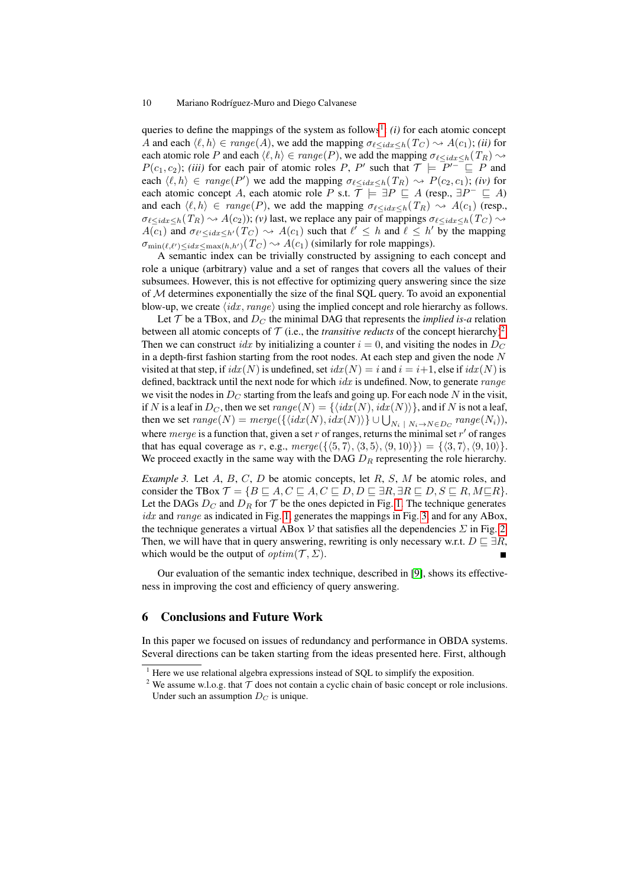queries to define the mappings of the system as follows[1]. *(i)* for each atomic concept $A$ and each $\langle \ell, h \rangle \in range(A)$, we add the mapping $\sigma_{\ell \leq idx \leq h}(T_C) \rightsquigarrow A(c_1)$; *(ii)* for each atomic role $P$ and each $\langle \ell, h \rangle \in range(P)$, we add the mapping $\sigma_{\ell \leq idx \leq h}(T_R) \rightsquigarrow P(c_1, c_2)$; *(iii)* for each pair of atomic roles $P$, $P'$ such that $\mathcal{T} \models P'^- \sqsubseteq P$ and each $\langle \ell, h \rangle \in range(P')$ we add the mapping $\sigma_{\ell \leq idx \leq h}(T_R) \rightsquigarrow P(c_2, c_1)$; *(iv)* for each atomic concept $A$, each atomic role $P$ s.t. $\mathcal{T} \models \exists P \sqsubseteq A$ (resp., $\exists P^- \sqsubseteq A$) and each $\langle \ell, h \rangle \in range(P)$, we add the mapping $\sigma_{\ell \leq idx \leq h}(T_R) \rightsquigarrow A(c_1)$ (resp., $\sigma_{\ell \leq idx \leq h}(T_R) \rightsquigarrow A(c_2)$); *(v)* last, we replace any pair of mappings $\sigma_{\ell \leq idx \leq h}(T_C) \rightsquigarrow A(c_1)$ and $\sigma_{\ell' \leq idx \leq h'}(T_C) \rightsquigarrow A(c_1)$ such that $\ell' \leq h$ and $\ell \leq h'$ by the mapping $\sigma_{\min(\ell, \ell') \leq idx \leq \max(h, h')}(T_C) \rightsquigarrow A(c_1)$ (similarly for role mappings).

A semantic index can be trivially constructed by assigning to each concept and role a unique (arbitrary) value and a set of ranges that covers all the values of their subsumees. However, this is not effective for optimizing query answering since the size of $\mathcal{M}$ determines exponentially the size of the final SQL query. To avoid an exponential blow-up, we create $\langle idx, range \rangle$ using the implied concept and role hierarchy as follows.

Let $\mathcal{T}$ be a TBox, and $D_C$ the minimal DAG that represents the *implied is-a* relation between all atomic concepts of $\mathcal{T}$ (i.e., the *transitive reducts* of the concept hierarchy)[2]. Then we can construct $idx$ by initializing a counter $i = 0$, and visiting the nodes in $D_C$ in a depth-first fashion starting from the root nodes. At each step and given the node $N$ visited at that step, if $idx(N)$ is undefined, set $idx(N) = i$ and $i = i+1$, else if $idx(N)$ is defined, backtrack until the next node for which $idx$ is undefined. Now, to generate $range$ we visit the nodes in $D_C$ starting from the leafs and going up. For each node $N$ in the visit, if $N$ is a leaf in $D_C$, then we set $range(N) = \{\langle idx(N), idx(N) \rangle\}$, and if $N$ is not a leaf, then we set $range(N) = merge(\{\langle idx(N), idx(N) \rangle\} \cup \bigcup_{N_i \mid N_i \rightarrow N \in D_C} range(N_i))$, where $merge$ is a function that, given a set $r$ of ranges, returns the minimal set $r'$ of ranges that has equal coverage as $r$, e.g., $merge(\{\langle 5, 7 \rangle, \langle 3, 5 \rangle, \langle 9, 10 \rangle\}) = \{\langle 3, 7 \rangle, \langle 9, 10 \rangle\}$. We proceed exactly in the same way with the DAG $D_R$ representing the role hierarchy.

*Example 3.* Let $A$, $B$, $C$, $D$ be atomic concepts, let $R$, $S$, $M$ be atomic roles, and consider the TBox $\mathcal{T} = \{B \sqsubseteq A, C \sqsubseteq A, C \sqsubseteq D, D \sqsubseteq \exists R, \exists R \sqsubseteq D, S \sqsubseteq R, M \sqsubseteq R\}$. Let the DAGs $D_C$ and $D_R$ for $\mathcal{T}$ be the ones depicted in Fig. 1. The technique generates $idx$ and $range$ as indicated in Fig. 1, generates the mappings in Fig. 3, and for any ABox, the technique generates a virtual ABox $\mathcal{V}$ that satisfies all the dependencies $\Sigma$ in Fig. 2. Then, we will have that in query answering, rewriting is only necessary w.r.t. $D \sqsubseteq \exists R$, which would be the output of $optim(\mathcal{T}, \Sigma)$. ■

Our evaluation of the semantic index technique, described in [9], shows its effectiveness in improving the cost and efficiency of query answering.

## 6 Conclusions and Future Work

In this paper we focused on issues of redundancy and performance in OBDA systems. Several directions can be taken starting from the ideas presented here. First, although

[1] Here we use relational algebra expressions instead of SQL to simplify the exposition.

[2] We assume w.l.o.g. that $\mathcal{T}$ does not contain a cyclic chain of basic concept or role inclusions. Under such an assumption $D_C$ is unique.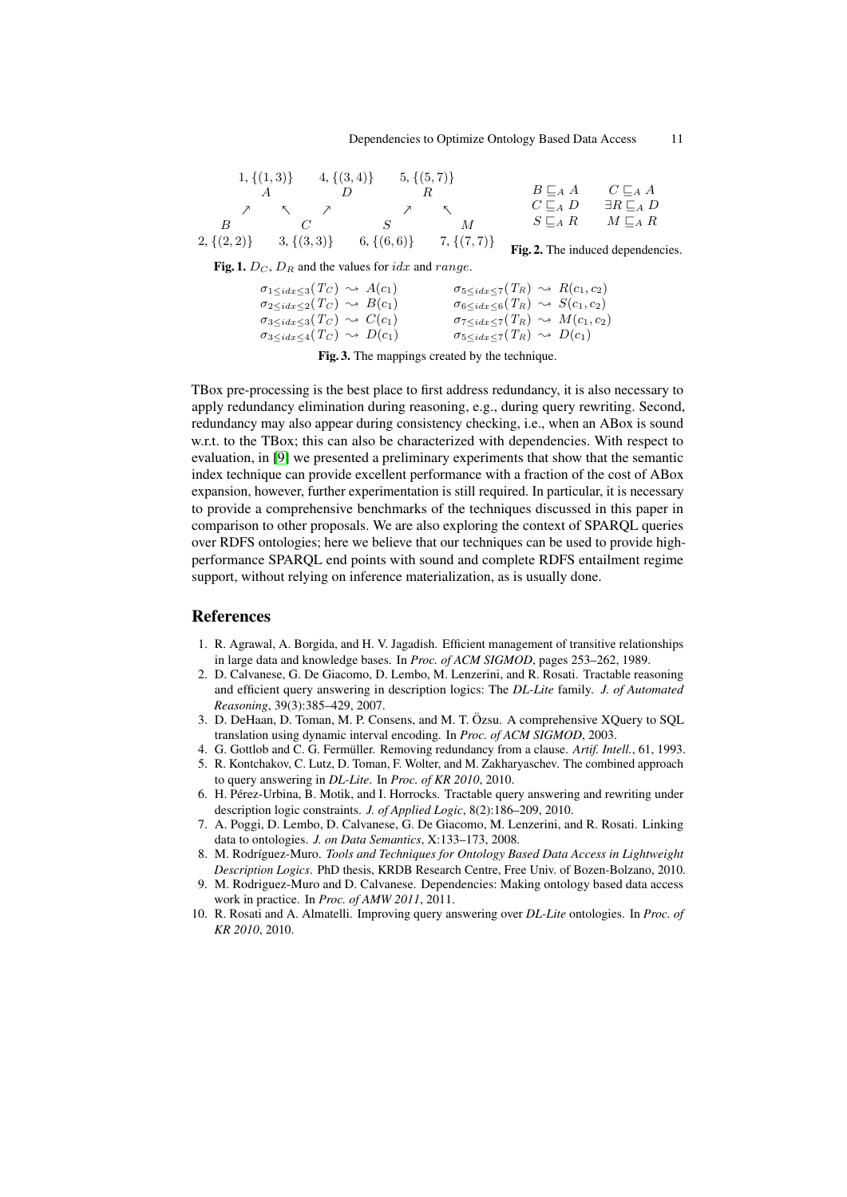$$
\begin{array}{ccccccc}
 & 1,\{(1,3)\} & & 4,\{(3,4)\} & & 5,\{(5,7)\} & \\
 & A & & D & & R & \\
\nearrow & & \nwarrow \quad \nearrow & & \nearrow & & \nwarrow \\
B & & C & & S & & M \\
2,\{(2,2)\} & & 3,\{(3,3)\} & & 6,\{(6,6)\} & & 7,\{(7,7)\}
\end{array}
$$

**Fig. 1.** $D_C$, $D_R$ and the values for $idx$ and $range$.

$$
\begin{array}{ll}
B \sqsubseteq_A A & C \sqsubseteq_A A \\
C \sqsubseteq_A D & \exists R \sqsubseteq_A D \\
S \sqsubseteq_A R & M \sqsubseteq_A R
\end{array}
$$

**Fig. 2.** The induced dependencies.

$$
\begin{array}{ll}
\sigma_{1 \leq idx \leq 3}(T_C) \rightsquigarrow A(c_1) & \sigma_{5 \leq idx \leq 7}(T_R) \rightsquigarrow R(c_1, c_2) \\
\sigma_{2 \leq idx \leq 2}(T_C) \rightsquigarrow B(c_1) & \sigma_{6 \leq idx \leq 6}(T_R) \rightsquigarrow S(c_1, c_2) \\
\sigma_{3 \leq idx \leq 3}(T_C) \rightsquigarrow C(c_1) & \sigma_{7 \leq idx \leq 7}(T_R) \rightsquigarrow M(c_1, c_2) \\
\sigma_{3 \leq idx \leq 4}(T_C) \rightsquigarrow D(c_1) & \sigma_{5 \leq idx \leq 7}(T_R) \rightsquigarrow D(c_1)
\end{array}
$$

**Fig. 3.** The mappings created by the technique.

TBox pre-processing is the best place to first address redundancy, it is also necessary to apply redundancy elimination during reasoning, e.g., during query rewriting. Second, redundancy may also appear during consistency checking, i.e., when an ABox is sound w.r.t. to the TBox; this can also be characterized with dependencies. With respect to evaluation, in [9] we presented a preliminary experiments that show that the semantic index technique can provide excellent performance with a fraction of the cost of ABox expansion, however, further experimentation is still required. In particular, it is necessary to provide a comprehensive benchmarks of the techniques discussed in this paper in comparison to other proposals. We are also exploring the context of SPARQL queries over RDFS ontologies; here we believe that our techniques can be used to provide high-performance SPARQL end points with sound and complete RDFS entailment regime support, without relying on inference materialization, as is usually done.

## References

1. R. Agrawal, A. Borgida, and H. V. Jagadish. Efficient management of transitive relationships in large data and knowledge bases. In *Proc. of ACM SIGMOD*, pages 253–262, 1989.
2. D. Calvanese, G. De Giacomo, D. Lembo, M. Lenzerini, and R. Rosati. Tractable reasoning and efficient query answering in description logics: The *DL-Lite* family. *J. of Automated Reasoning*, 39(3):385–429, 2007.
3. D. DeHaan, D. Toman, M. P. Consens, and M. T. Özsu. A comprehensive XQuery to SQL translation using dynamic interval encoding. In *Proc. of ACM SIGMOD*, 2003.
4. G. Gottlob and C. G. Fermüller. Removing redundancy from a clause. *Artif. Intell.*, 61, 1993.
5. R. Kontchakov, C. Lutz, D. Toman, F. Wolter, and M. Zakharyaschev. The combined approach to query answering in *DL-Lite*. In *Proc. of KR 2010*, 2010.
6. H. Pérez-Urbina, B. Motik, and I. Horrocks. Tractable query answering and rewriting under description logic constraints. *J. of Applied Logic*, 8(2):186–209, 2010.
7. A. Poggi, D. Lembo, D. Calvanese, G. De Giacomo, M. Lenzerini, and R. Rosati. Linking data to ontologies. *J. on Data Semantics*, X:133–173, 2008.
8. M. Rodríguez-Muro. *Tools and Techniques for Ontology Based Data Access in Lightweight Description Logics*. PhD thesis, KRDB Research Centre, Free Univ. of Bozen-Bolzano, 2010.
9. M. Rodriguez-Muro and D. Calvanese. Dependencies: Making ontology based data access work in practice. In *Proc. of AMW 2011*, 2011.
10. R. Rosati and A. Almatelli. Improving query answering over *DL-Lite* ontologies. In *Proc. of KR 2010*, 2010.